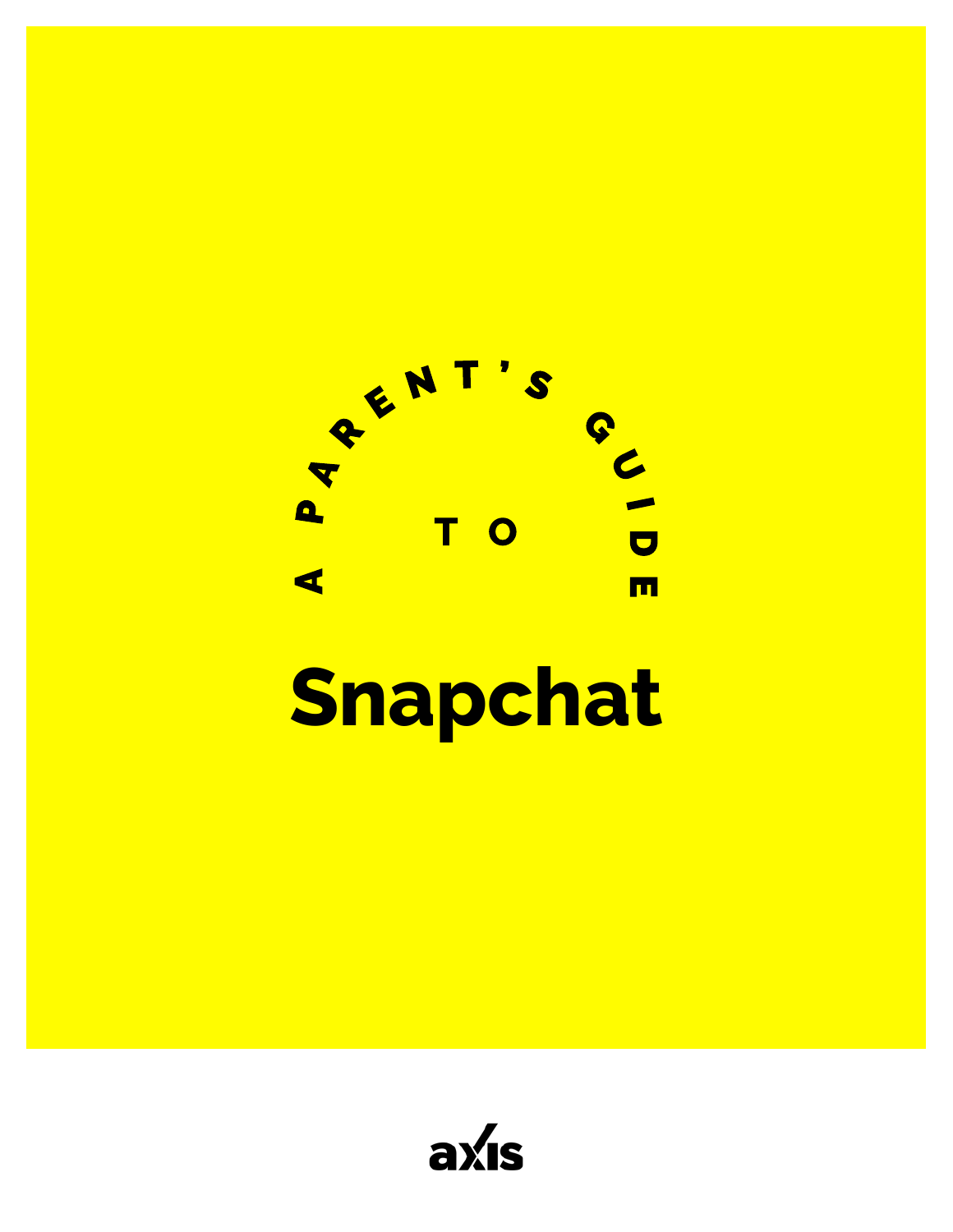# A Parent's Guide to Snapchat

axis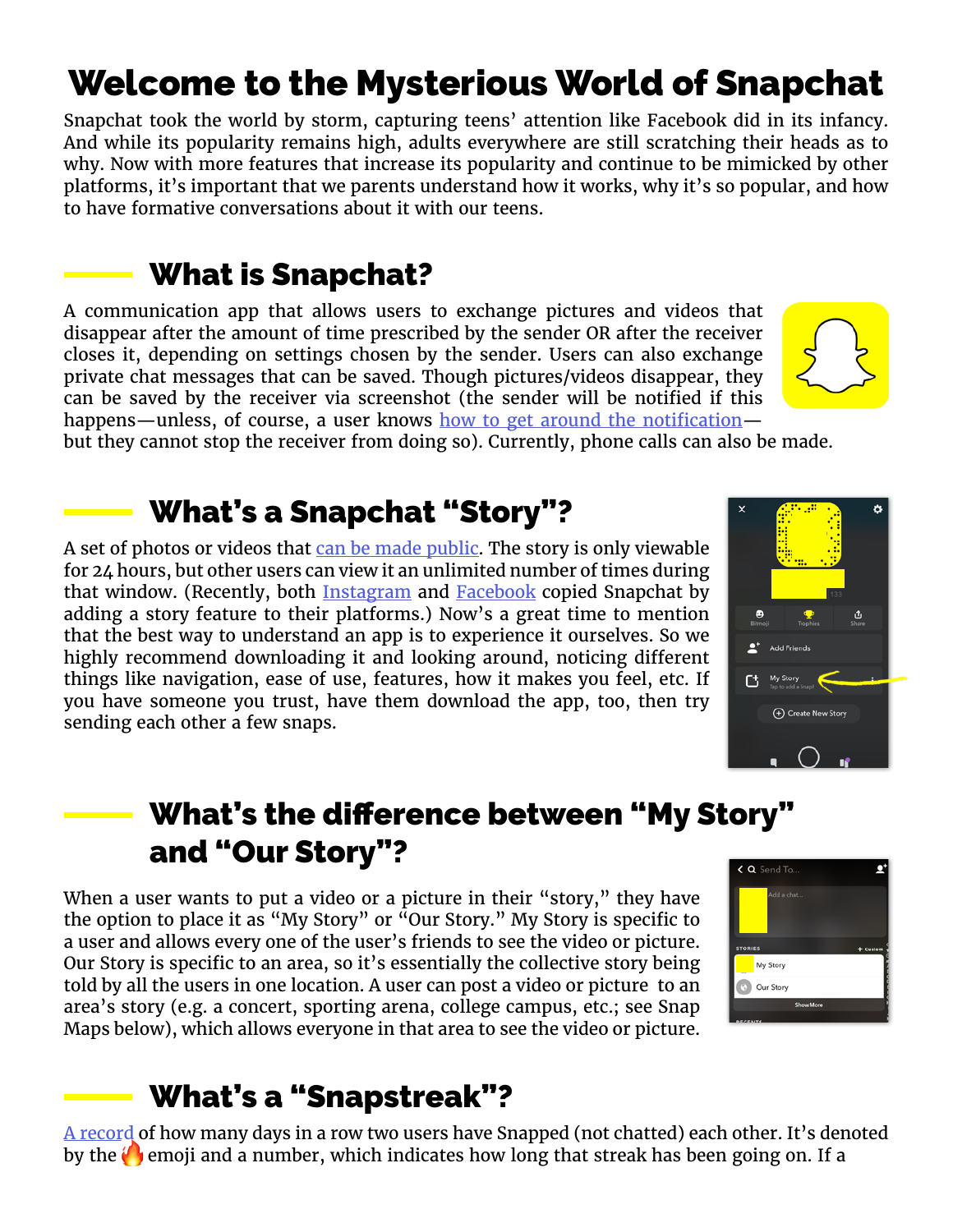# Welcome to the Mysterious World of Snapchat

Snapchat took the world by storm, capturing teens' attention like Facebook did in its infancy. And while its popularity remains high, adults everywhere are still scratching their heads as to why. Now with more features that increase its popularity and continue to be mimicked by other platforms, it's important that we parents understand how it works, why it's so popular, and how to have formative conversations about it with our teens.

## What is Snapchat?

A communication app that allows users to exchange pictures and videos that disappear after the amount of time prescribed by the sender OR after the receiver closes it, depending on settings chosen by the sender. Users can also exchange private chat messages that can be saved. Though pictures/videos disappear, they can be saved by the receiver via screenshot (the sender will be notified if this happens—unless, of course, a user knows how to get around the notification—but they cannot stop the receiver from doing so). Currently, phone calls can also be made.

## What's a Snapchat "Story"?

A set of photos or videos that can be made public. The story is only viewable for 24 hours, but other users can view it an unlimited number of times during that window. (Recently, both Instagram and Facebook copied Snapchat by adding a story feature to their platforms.) Now's a great time to mention that the best way to understand an app is to experience it ourselves. So we highly recommend downloading it and looking around, noticing different things like navigation, ease of use, features, how it makes you feel, etc. If you have someone you trust, have them download the app, too, then try sending each other a few snaps.

## What's the difference between "My Story" and "Our Story"?

When a user wants to put a video or a picture in their "story," they have the option to place it as "My Story" or "Our Story." My Story is specific to a user and allows every one of the user's friends to see the video or picture. Our Story is specific to an area, so it's essentially the collective story being told by all the users in one location. A user can post a video or picture to an area's story (e.g. a concert, sporting arena, college campus, etc.; see Snap Maps below), which allows everyone in that area to see the video or picture.

## What's a "Snapstreak"?

A record of how many days in a row two users have Snapped (not chatted) each other. It's denoted by the 🔥 emoji and a number, which indicates how long that streak has been going on. If a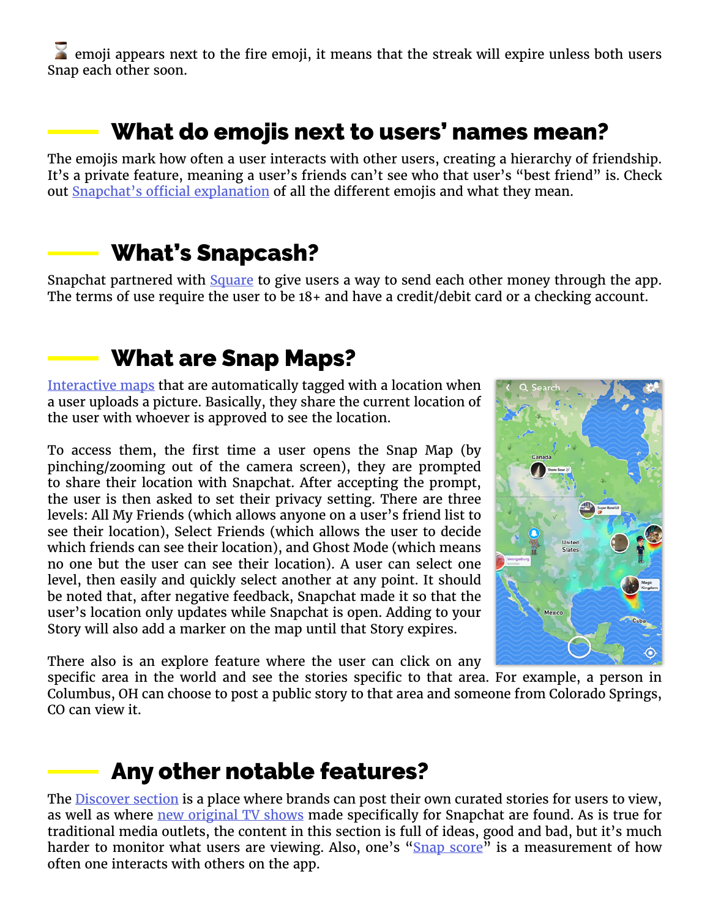⏳ emoji appears next to the fire emoji, it means that the streak will expire unless both users Snap each other soon.

## What do emojis next to users' names mean?

The emojis mark how often a user interacts with other users, creating a hierarchy of friendship. It's a private feature, meaning a user's friends can't see who that user's "best friend" is. Check out Snapchat's official explanation of all the different emojis and what they mean.

## What's Snapcash?

Snapchat partnered with Square to give users a way to send each other money through the app. The terms of use require the user to be 18+ and have a credit/debit card or a checking account.

## What are Snap Maps?

Interactive maps that are automatically tagged with a location when a user uploads a picture. Basically, they share the current location of the user with whoever is approved to see the location.

To access them, the first time a user opens the Snap Map (by pinching/zooming out of the camera screen), they are prompted to share their location with Snapchat. After accepting the prompt, the user is then asked to set their privacy setting. There are three levels: All My Friends (which allows anyone on a user's friend list to see their location), Select Friends (which allows the user to decide which friends can see their location), and Ghost Mode (which means no one but the user can see their location). A user can select one level, then easily and quickly select another at any point. It should be noted that, after negative feedback, Snapchat made it so that the user's location only updates while Snapchat is open. Adding to your Story will also add a marker on the map until that Story expires.

There also is an explore feature where the user can click on any specific area in the world and see the stories specific to that area. For example, a person in Columbus, OH can choose to post a public story to that area and someone from Colorado Springs, CO can view it.

## Any other notable features?

The Discover section is a place where brands can post their own curated stories for users to view, as well as where new original TV shows made specifically for Snapchat are found. As is true for traditional media outlets, the content in this section is full of ideas, good and bad, but it's much harder to monitor what users are viewing. Also, one's "Snap score" is a measurement of how often one interacts with others on the app.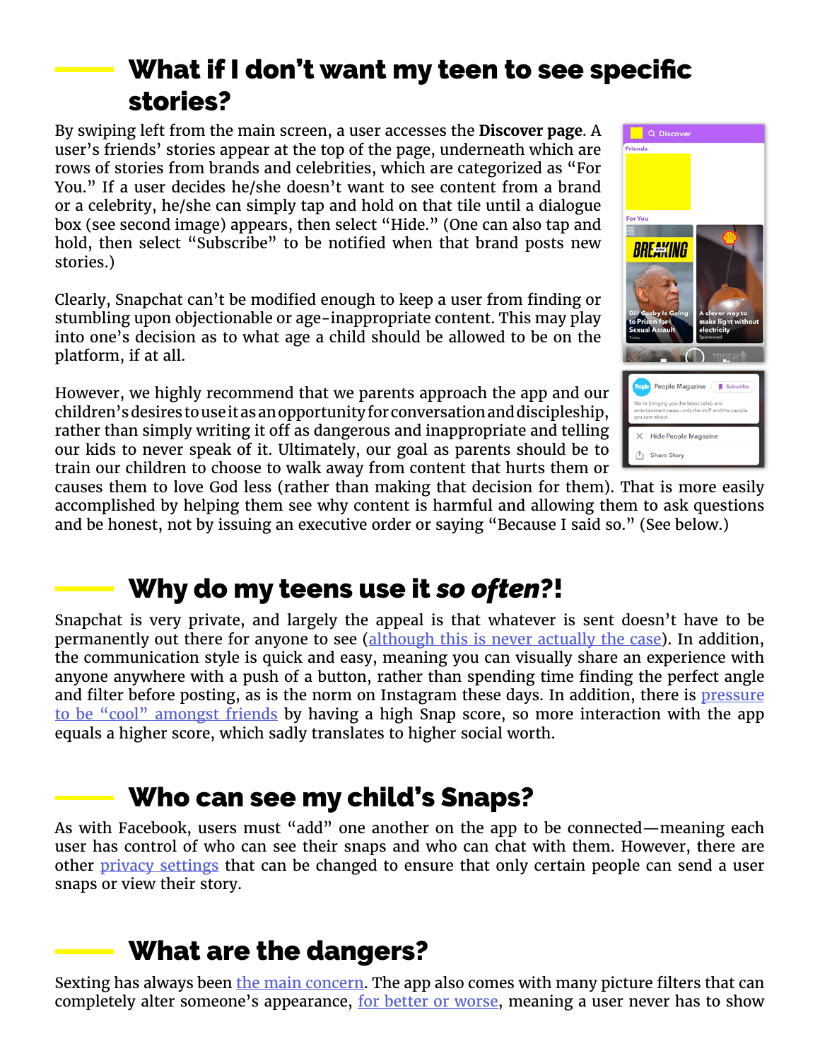## What if I don't want my teen to see specific stories?

By swiping left from the main screen, a user accesses the **Discover page**. A user's friends' stories appear at the top of the page, underneath which are rows of stories from brands and celebrities, which are categorized as "For You." If a user decides he/she doesn't want to see content from a brand or a celebrity, he/she can simply tap and hold on that tile until a dialogue box (see second image) appears, then select "Hide." (One can also tap and hold, then select "Subscribe" to be notified when that brand posts new stories.)

Clearly, Snapchat can't be modified enough to keep a user from finding or stumbling upon objectionable or age-inappropriate content. This may play into one's decision as to what age a child should be allowed to be on the platform, if at all.

However, we highly recommend that we parents approach the app and our children's desires to use it as an opportunity for conversation and discipleship, rather than simply writing it off as dangerous and inappropriate and telling our kids to never speak of it. Ultimately, our goal as parents should be to train our children to choose to walk away from content that hurts them or causes them to love God less (rather than making that decision for them). That is more easily accomplished by helping them see why content is harmful and allowing them to ask questions and be honest, not by issuing an executive order or saying "Because I said so." (See below.)

## Why do my teens use it *so often*?!

Snapchat is very private, and largely the appeal is that whatever is sent doesn't have to be permanently out there for anyone to see (although this is never actually the case). In addition, the communication style is quick and easy, meaning you can visually share an experience with anyone anywhere with a push of a button, rather than spending time finding the perfect angle and filter before posting, as is the norm on Instagram these days. In addition, there is pressure to be "cool" amongst friends by having a high Snap score, so more interaction with the app equals a higher score, which sadly translates to higher social worth.

## Who can see my child's Snaps?

As with Facebook, users must "add" one another on the app to be connected—meaning each user has control of who can see their snaps and who can chat with them. However, there are other privacy settings that can be changed to ensure that only certain people can send a user snaps or view their story.

## What are the dangers?

Sexting has always been the main concern. The app also comes with many picture filters that can completely alter someone's appearance, for better or worse, meaning a user never has to show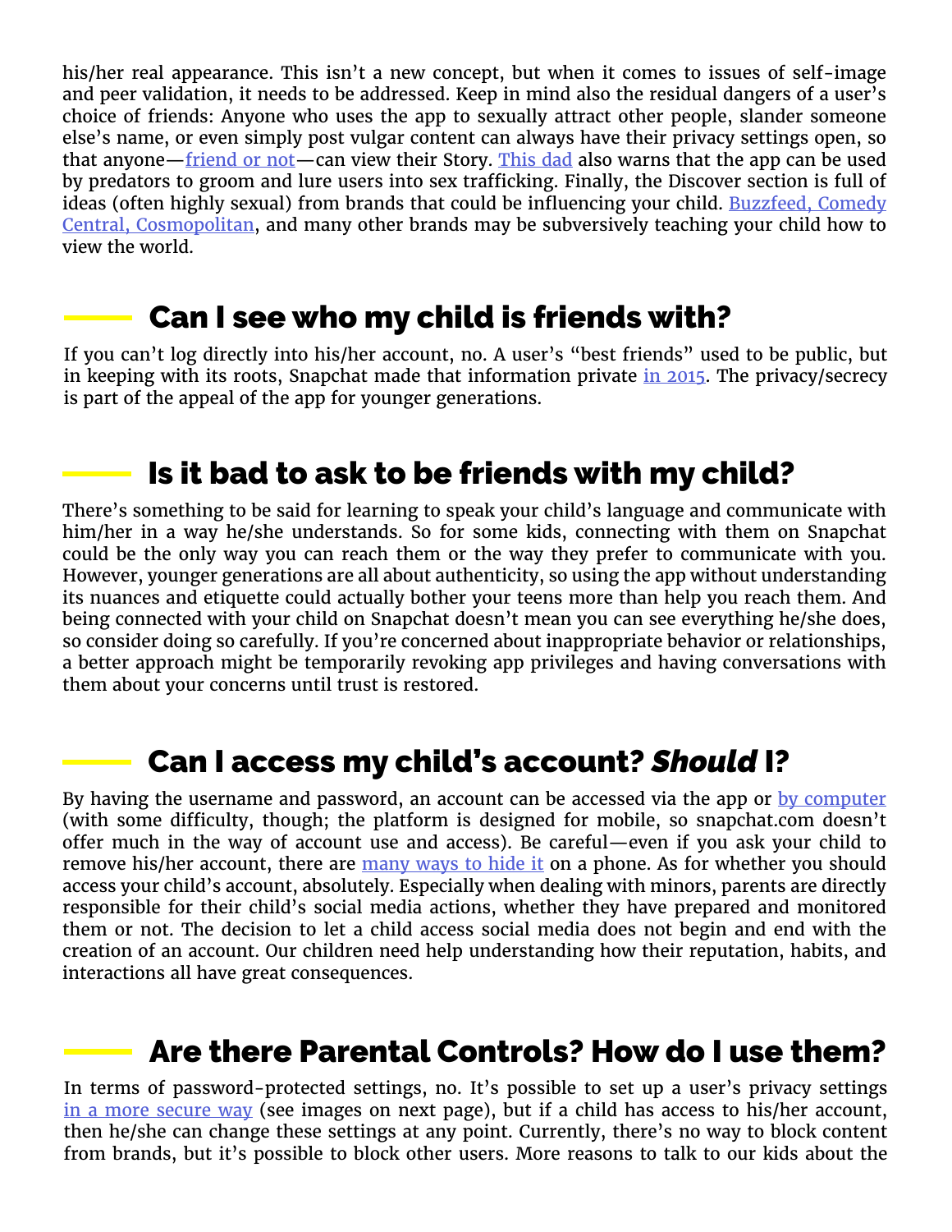his/her real appearance. This isn't a new concept, but when it comes to issues of self-image and peer validation, it needs to be addressed. Keep in mind also the residual dangers of a user's choice of friends: Anyone who uses the app to sexually attract other people, slander someone else's name, or even simply post vulgar content can always have their privacy settings open, so that anyone—friend or not—can view their Story. This dad also warns that the app can be used by predators to groom and lure users into sex trafficking. Finally, the Discover section is full of ideas (often highly sexual) from brands that could be influencing your child. Buzzfeed, Comedy Central, Cosmopolitan, and many other brands may be subversively teaching your child how to view the world.

## Can I see who my child is friends with?

If you can't log directly into his/her account, no. A user's "best friends" used to be public, but in keeping with its roots, Snapchat made that information private in 2015. The privacy/secrecy is part of the appeal of the app for younger generations.

## Is it bad to ask to be friends with my child?

There's something to be said for learning to speak your child's language and communicate with him/her in a way he/she understands. So for some kids, connecting with them on Snapchat could be the only way you can reach them or the way they prefer to communicate with you. However, younger generations are all about authenticity, so using the app without understanding its nuances and etiquette could actually bother your teens more than help you reach them. And being connected with your child on Snapchat doesn't mean you can see everything he/she does, so consider doing so carefully. If you're concerned about inappropriate behavior or relationships, a better approach might be temporarily revoking app privileges and having conversations with them about your concerns until trust is restored.

## Can I access my child's account? *Should* I?

By having the username and password, an account can be accessed via the app or by computer (with some difficulty, though; the platform is designed for mobile, so snapchat.com doesn't offer much in the way of account use and access). Be careful—even if you ask your child to remove his/her account, there are many ways to hide it on a phone. As for whether you should access your child's account, absolutely. Especially when dealing with minors, parents are directly responsible for their child's social media actions, whether they have prepared and monitored them or not. The decision to let a child access social media does not begin and end with the creation of an account. Our children need help understanding how their reputation, habits, and interactions all have great consequences.

## Are there Parental Controls? How do I use them?

In terms of password-protected settings, no. It's possible to set up a user's privacy settings in a more secure way (see images on next page), but if a child has access to his/her account, then he/she can change these settings at any point. Currently, there's no way to block content from brands, but it's possible to block other users. More reasons to talk to our kids about the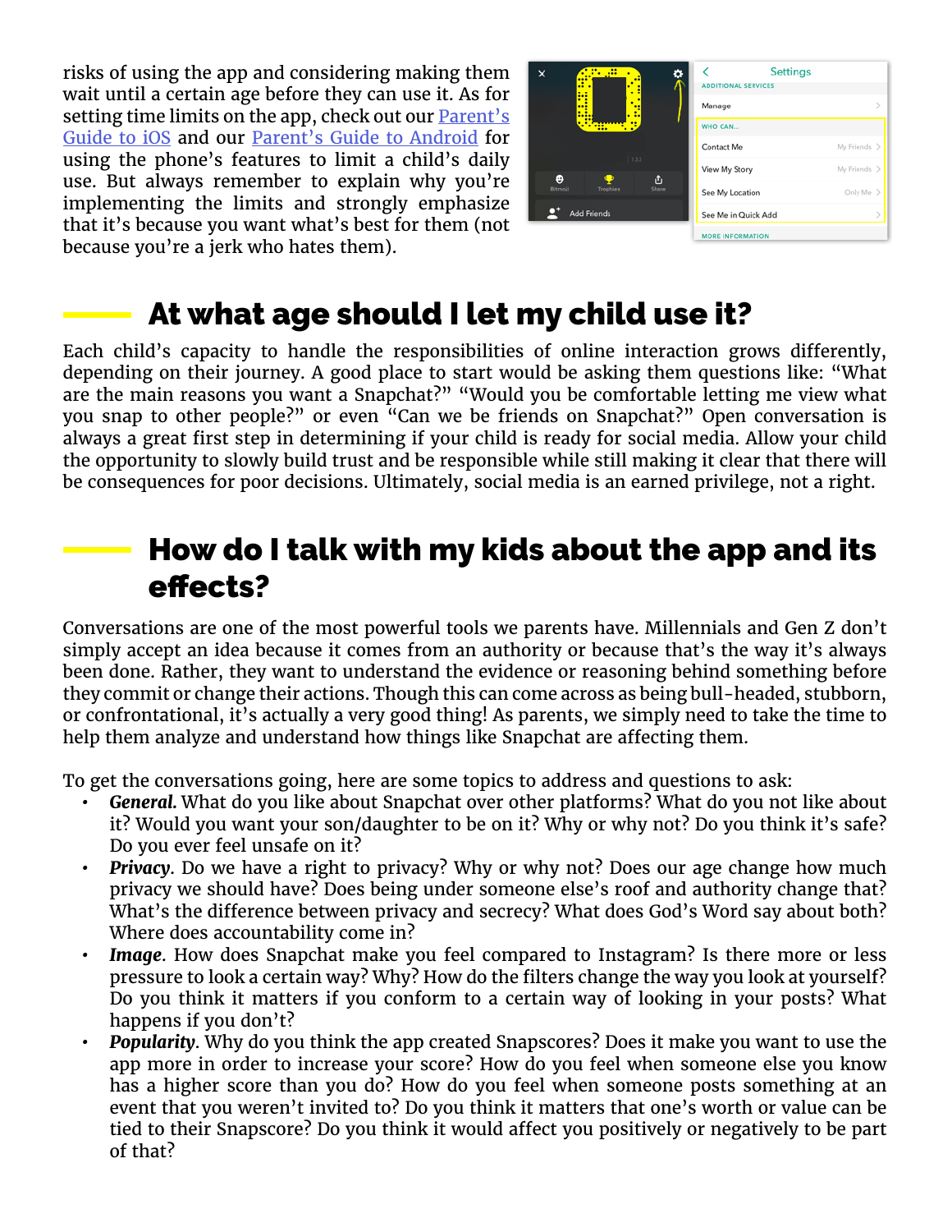risks of using the app and considering making them wait until a certain age before they can use it. As for setting time limits on the app, check out our [Parent's Guide to iOS]() and our [Parent's Guide to Android]() for using the phone's features to limit a child's daily use. But always remember to explain why you're implementing the limits and strongly emphasize that it's because you want what's best for them (not because you're a jerk who hates them).

## At what age should I let my child use it?

Each child's capacity to handle the responsibilities of online interaction grows differently, depending on their journey. A good place to start would be asking them questions like: "What are the main reasons you want a Snapchat?" "Would you be comfortable letting me view what you snap to other people?" or even "Can we be friends on Snapchat?" Open conversation is always a great first step in determining if your child is ready for social media. Allow your child the opportunity to slowly build trust and be responsible while still making it clear that there will be consequences for poor decisions. Ultimately, social media is an earned privilege, not a right.

## How do I talk with my kids about the app and its effects?

Conversations are one of the most powerful tools we parents have. Millennials and Gen Z don't simply accept an idea because it comes from an authority or because that's the way it's always been done. Rather, they want to understand the evidence or reasoning behind something before they commit or change their actions. Though this can come across as being bull-headed, stubborn, or confrontational, it's actually a very good thing! As parents, we simply need to take the time to help them analyze and understand how things like Snapchat are affecting them.

To get the conversations going, here are some topics to address and questions to ask:

- ***General.*** What do you like about Snapchat over other platforms? What do you not like about it? Would you want your son/daughter to be on it? Why or why not? Do you think it's safe? Do you ever feel unsafe on it?
- ***Privacy***. Do we have a right to privacy? Why or why not? Does our age change how much privacy we should have? Does being under someone else's roof and authority change that? What's the difference between privacy and secrecy? What does God's Word say about both? Where does accountability come in?
- ***Image***. How does Snapchat make you feel compared to Instagram? Is there more or less pressure to look a certain way? Why? How do the filters change the way you look at yourself? Do you think it matters if you conform to a certain way of looking in your posts? What happens if you don't?
- ***Popularity***. Why do you think the app created Snapscores? Does it make you want to use the app more in order to increase your score? How do you feel when someone else you know has a higher score than you do? How do you feel when someone posts something at an event that you weren't invited to? Do you think it matters that one's worth or value can be tied to their Snapscore? Do you think it would affect you positively or negatively to be part of that?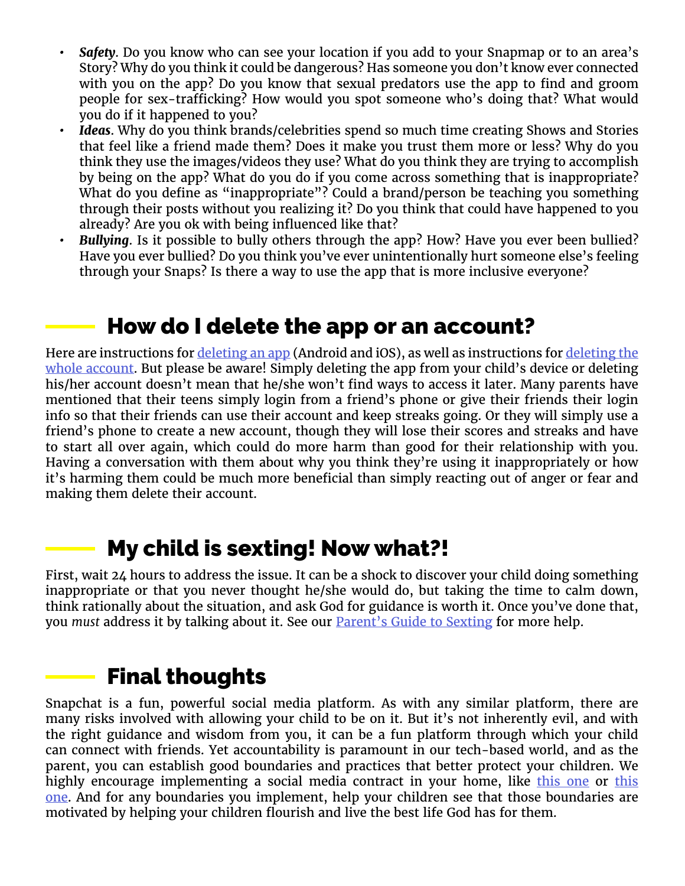- ***Safety***. Do you know who can see your location if you add to your Snapmap or to an area's Story? Why do you think it could be dangerous? Has someone you don't know ever connected with you on the app? Do you know that sexual predators use the app to find and groom people for sex-trafficking? How would you spot someone who's doing that? What would you do if it happened to you?
- ***Ideas***. Why do you think brands/celebrities spend so much time creating Shows and Stories that feel like a friend made them? Does it make you trust them more or less? Why do you think they use the images/videos they use? What do you think they are trying to accomplish by being on the app? What do you do if you come across something that is inappropriate? What do you define as "inappropriate"? Could a brand/person be teaching you something through their posts without you realizing it? Do you think that could have happened to you already? Are you ok with being influenced like that?
- ***Bullying***. Is it possible to bully others through the app? How? Have you ever been bullied? Have you ever bullied? Do you think you've ever unintentionally hurt someone else's feeling through your Snaps? Is there a way to use the app that is more inclusive everyone?

## How do I delete the app or an account?

Here are instructions for deleting an app (Android and iOS), as well as instructions for deleting the whole account. But please be aware! Simply deleting the app from your child's device or deleting his/her account doesn't mean that he/she won't find ways to access it later. Many parents have mentioned that their teens simply login from a friend's phone or give their friends their login info so that their friends can use their account and keep streaks going. Or they will simply use a friend's phone to create a new account, though they will lose their scores and streaks and have to start all over again, which could do more harm than good for their relationship with you. Having a conversation with them about why you think they're using it inappropriately or how it's harming them could be much more beneficial than simply reacting out of anger or fear and making them delete their account.

## My child is sexting! Now what?!

First, wait 24 hours to address the issue. It can be a shock to discover your child doing something inappropriate or that you never thought he/she would do, but taking the time to calm down, think rationally about the situation, and ask God for guidance is worth it. Once you've done that, you *must* address it by talking about it. See our Parent's Guide to Sexting for more help.

## Final thoughts

Snapchat is a fun, powerful social media platform. As with any similar platform, there are many risks involved with allowing your child to be on it. But it's not inherently evil, and with the right guidance and wisdom from you, it can be a fun platform through which your child can connect with friends. Yet accountability is paramount in our tech-based world, and as the parent, you can establish good boundaries and practices that better protect your children. We highly encourage implementing a social media contract in your home, like this one or this one. And for any boundaries you implement, help your children see that those boundaries are motivated by helping your children flourish and live the best life God has for them.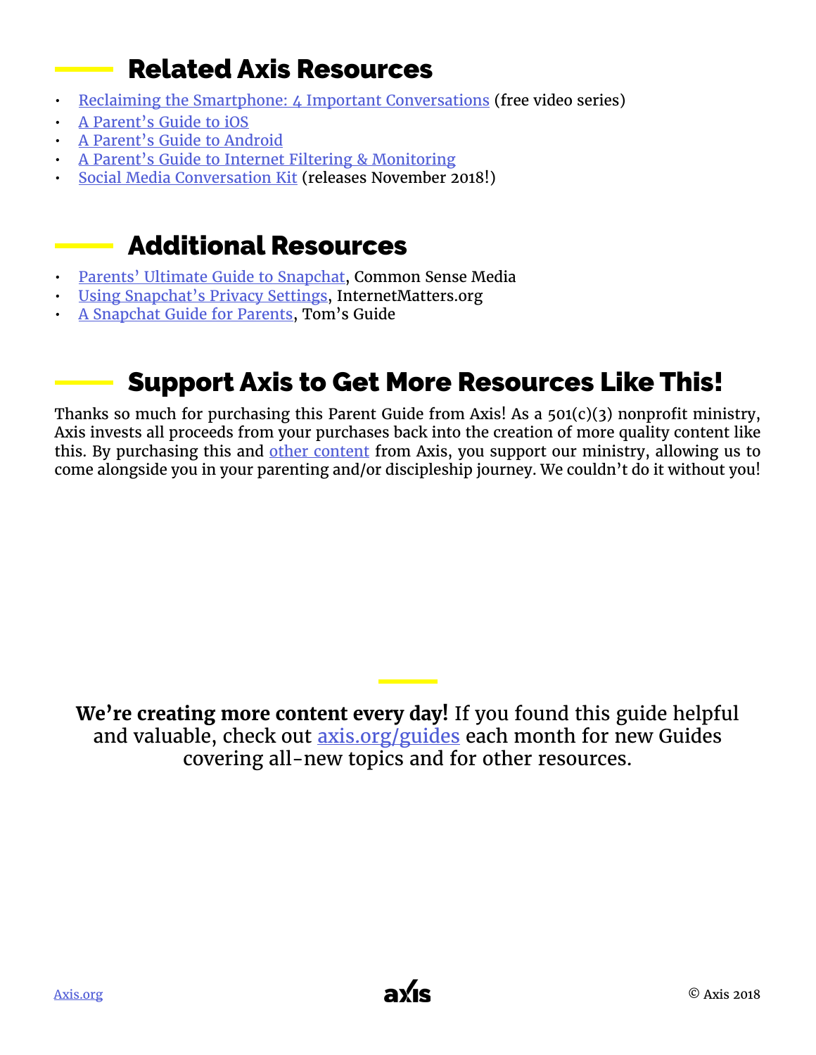## Related Axis Resources

- Reclaiming the Smartphone: 4 Important Conversations (free video series)
- A Parent's Guide to iOS
- A Parent's Guide to Android
- A Parent's Guide to Internet Filtering & Monitoring
- Social Media Conversation Kit (releases November 2018!)

## Additional Resources

- Parents' Ultimate Guide to Snapchat, Common Sense Media
- Using Snapchat's Privacy Settings, InternetMatters.org
- A Snapchat Guide for Parents, Tom's Guide

## Support Axis to Get More Resources Like This!

Thanks so much for purchasing this Parent Guide from Axis! As a 501(c)(3) nonprofit ministry, Axis invests all proceeds from your purchases back into the creation of more quality content like this. By purchasing this and other content from Axis, you support our ministry, allowing us to come alongside you in your parenting and/or discipleship journey. We couldn't do it without you!

**We're creating more content every day!** If you found this guide helpful and valuable, check out axis.org/guides each month for new Guides covering all-new topics and for other resources.